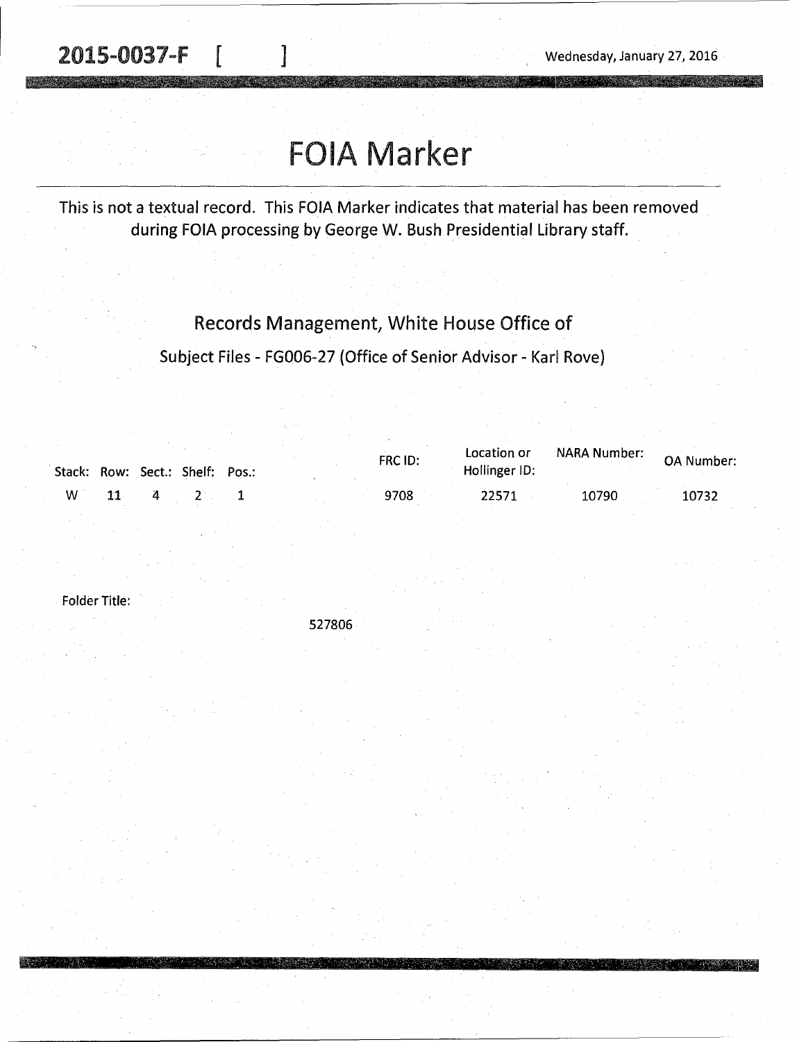**2015-0037-F [ ]** Wednesday, January 27, 2016

# FOIA Marker

This is not a textual record. This FOIA Marker indicates that material has been removed during FOIA processing by George W. Bush Presidential Library staff.

## Records Management, White House Office of

### Subject Files - FG006-27 (Office of Senior Advisor - Karl Rove)

| Stack: | Row: | Sect.: | Shelf: | Pos.: | FRC ID: | Location or Hollinger ID: | NARA Number: | OA Number: |
|---|---|---|---|---|---|---|---|---|
| W | 11 | 4 | 2 | 1 | 9708 | 22571 | 10790 | 10732 |

Folder Title:

527806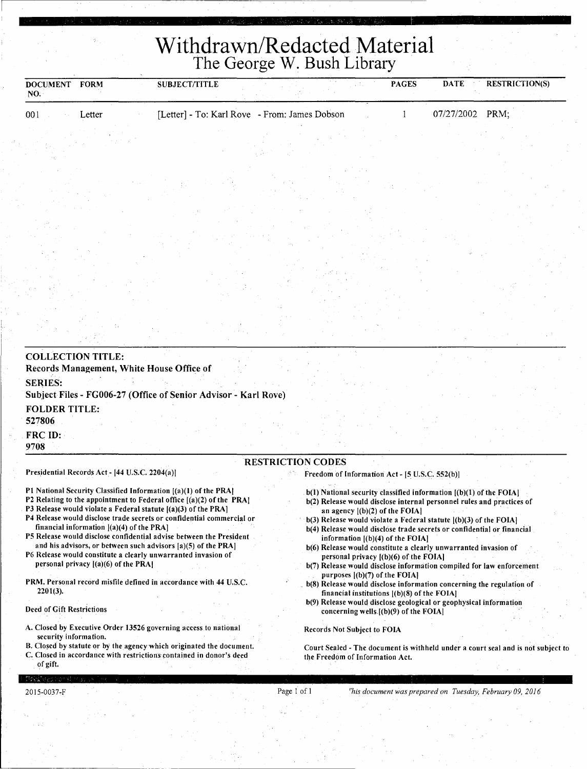# Withdrawn/Redacted Material
## The George W. Bush Library

| DOCUMENT NO. | FORM | SUBJECT/TITLE | PAGES | DATE | RESTRICTION(S) |
|---|---|---|---|---|---|
| 001 | Letter | [Letter] - To: Karl Rove - From: James Dobson | 1 | 07/27/2002 | PRM; |

**COLLECTION TITLE:**
**Records Management, White House Office of**

**SERIES:**
**Subject Files - FG006-27 (Office of Senior Advisor - Karl Rove)**

**FOLDER TITLE:**
**527806**

**FRC ID:**
**9708**

### RESTRICTION CODES

Presidential Records Act - [44 U.S.C. 2204(a)]

P1 National Security Classified Information [(a)(1) of the PRA]
P2 Relating to the appointment to Federal office [(a)(2) of the PRA]
P3 Release would violate a Federal statute [(a)(3) of the PRA]
P4 Release would disclose trade secrets or confidential commercial or financial information [(a)(4) of the PRA]
P5 Release would disclose confidential advise between the President and his advisors, or between such advisors [a)(5) of the PRA]
P6 Release would constitute a clearly unwarranted invasion of personal privacy [(a)(6) of the PRA]

PRM. Personal record misfile defined in accordance with 44 U.S.C. 2201(3).

Deed of Gift Restrictions

A. Closed by Executive Order 13526 governing access to national security information.
B. Closed by statute or by the agency which originated the document.
C. Closed in accordance with restrictions contained in donor's deed of gift.

Freedom of Information Act - [5 U.S.C. 552(b)]

b(1) National security classified information [(b)(1) of the FOIA]
b(2) Release would disclose internal personnel rules and practices of an agency [(b)(2) of the FOIA]
b(3) Release would violate a Federal statute [(b)(3) of the FOIA]
b(4) Release would disclose trade secrets or confidential or financial information [(b)(4) of the FOIA]
b(6) Release would constitute a clearly unwarranted invasion of personal privacy [(b)(6) of the FOIA]
b(7) Release would disclose information compiled for law enforcement purposes [(b)(7) of the FOIA]
b(8) Release would disclose information concerning the regulation of financial institutions [(b)(8) of the FOIA]
b(9) Release would disclose geological or geophysical information concerning wells [(b)(9) of the FOIA]

Records Not Subject to FOIA

Court Sealed - The document is withheld under a court seal and is not subject to the Freedom of Information Act.

2015-0037-F

*This document was prepared on Tuesday, February 09, 2016*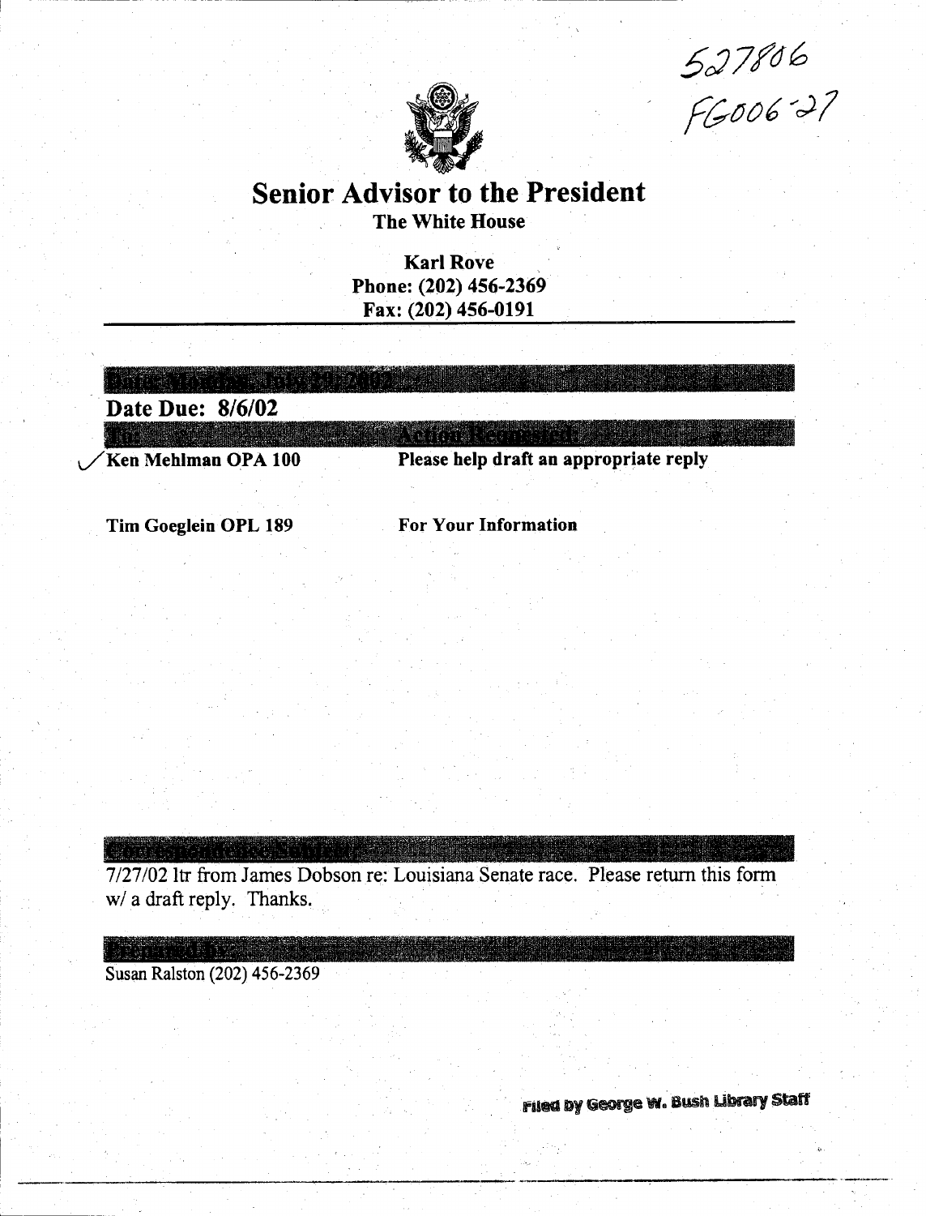527806
FG006-27

# Senior Advisor to the President

**The White House**

**Karl Rove**
**Phone: (202) 456-2369**
**Fax: (202) 456-0191**

---

**Date: Monday, July 29, 2002**

**Date Due: 8/6/02**

| To: | Action Requested: |
|---|---|
| ✓ **Ken Mehlman OPA 100** | **Please help draft an appropriate reply** |
| **Tim Goeglein OPL 189** | **For Your Information** |

**Correspondence Subject:**

7/27/02 ltr from James Dobson re: Louisiana Senate race. Please return this form w/ a draft reply. Thanks.

**Prepared By:**

Susan Ralston (202) 456-2369

Filed by George W. Bush Library Staff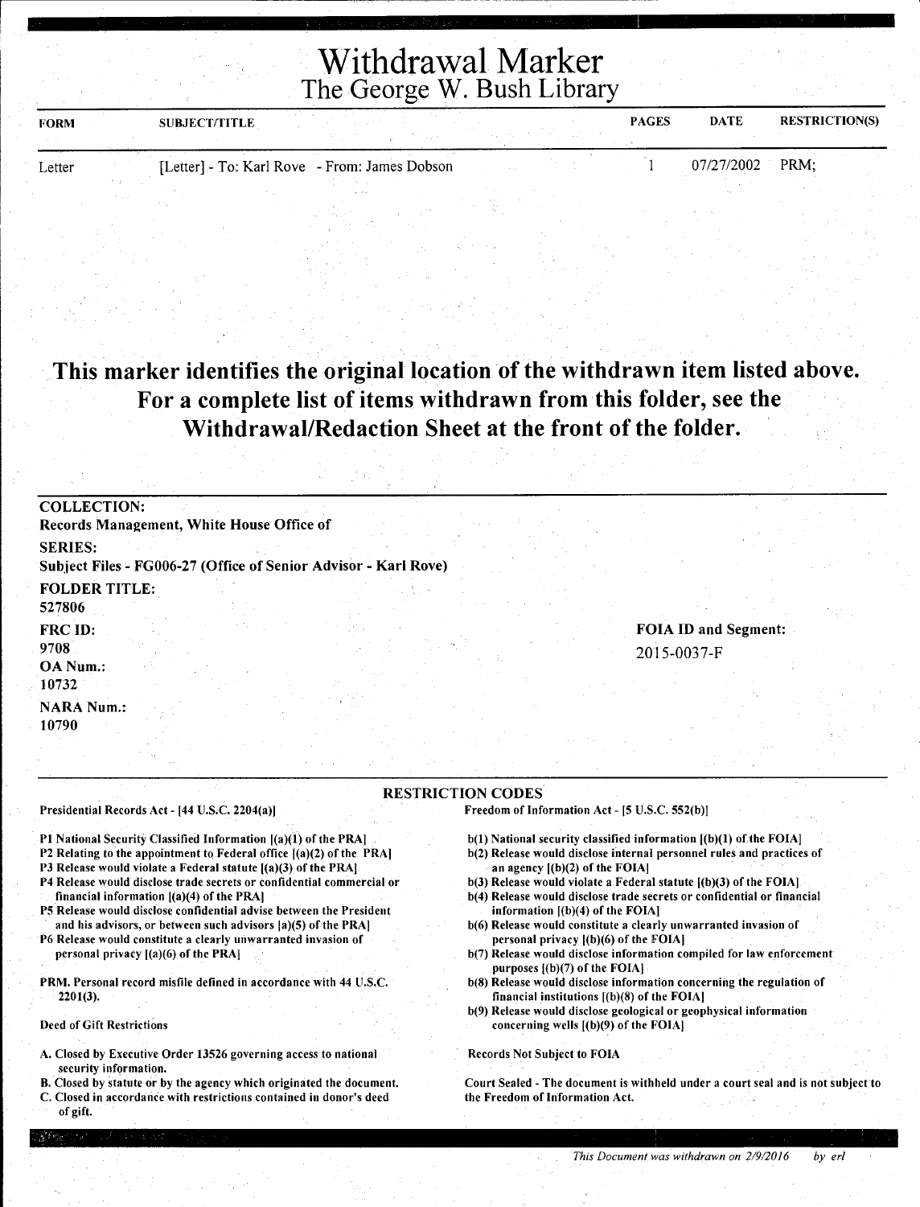# Withdrawal Marker
## The George W. Bush Library

| FORM | SUBJECT/TITLE | PAGES | DATE | RESTRICTION(S) |
| --- | --- | --- | --- | --- |
| Letter | [Letter] - To: Karl Rove - From: James Dobson | 1 | 07/27/2002 | PRM; |

**This marker identifies the original location of the withdrawn item listed above. For a complete list of items withdrawn from this folder, see the Withdrawal/Redaction Sheet at the front of the folder.**

**COLLECTION:**
**Records Management, White House Office of**

**SERIES:**
**Subject Files - FG006-27 (Office of Senior Advisor - Karl Rove)**

**FOLDER TITLE:**
527806

**FRC ID:**
9708

**OA Num.:**
10732

**NARA Num.:**
10790

**FOIA ID and Segment:**
2015-0037-F

**RESTRICTION CODES**

**Presidential Records Act - [44 U.S.C. 2204(a)]**

P1 National Security Classified Information [(a)(1) of the PRA]
P2 Relating to the appointment to Federal office [(a)(2) of the PRA]
P3 Release would violate a Federal statute [(a)(3) of the PRA]
P4 Release would disclose trade secrets or confidential commercial or financial information [(a)(4) of the PRA]
P5 Release would disclose confidential advise between the President and his advisors, or between such advisors [a)(5) of the PRA]
P6 Release would constitute a clearly unwarranted invasion of personal privacy [(a)(6) of the PRA]

PRM. Personal record misfile defined in accordance with 44 U.S.C. 2201(3).

Deed of Gift Restrictions

A. Closed by Executive Order 13526 governing access to national security information.
B. Closed by statute or by the agency which originated the document.
C. Closed in accordance with restrictions contained in donor's deed of gift.

**Freedom of Information Act - [5 U.S.C. 552(b)]**

b(1) National security classified information [(b)(1) of the FOIA]
b(2) Release would disclose internal personnel rules and practices of an agency [(b)(2) of the FOIA]
b(3) Release would violate a Federal statute [(b)(3) of the FOIA]
b(4) Release would disclose trade secrets or confidential or financial information [(b)(4) of the FOIA]
b(6) Release would constitute a clearly unwarranted invasion of personal privacy [(b)(6) of the FOIA]
b(7) Release would disclose information compiled for law enforcement purposes [(b)(7) of the FOIA]
b(8) Release would disclose information concerning the regulation of financial institutions [(b)(8) of the FOIA]
b(9) Release would disclose geological or geophysical information concerning wells [(b)(9) of the FOIA]

Records Not Subject to FOIA

Court Sealed - The document is withheld under a court seal and is not subject to the Freedom of Information Act.

*This Document was withdrawn on 2/9/2016 by erl*